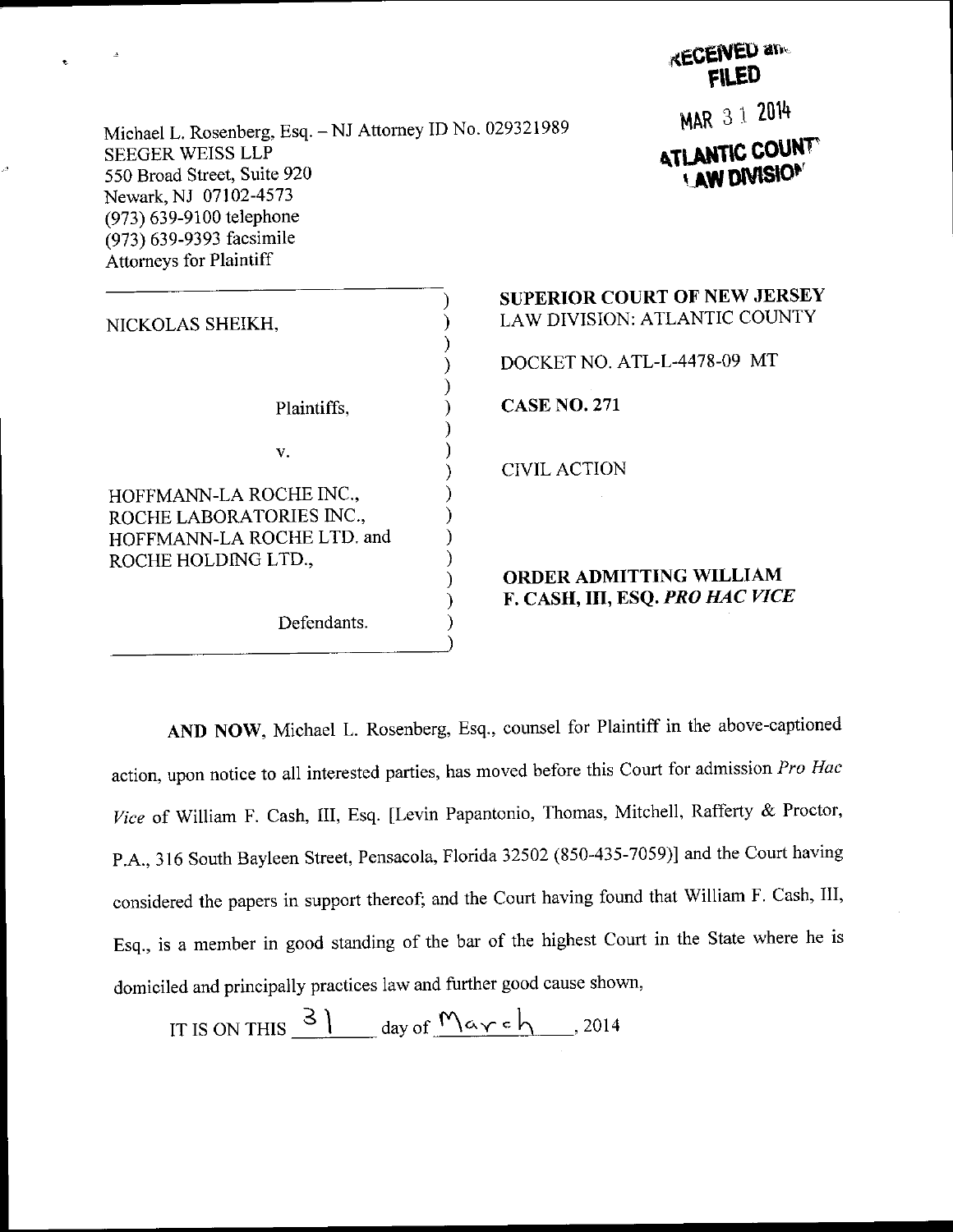RECEIVED and FILED

MAR 31 2014

ATLANTIC COUNTY LAW DIVISION

Michael L. Rosenberg, Esq. – NJ Attorney ID No. 029321989
SEEGER WEISS LLP
550 Broad Street, Suite 920
Newark, NJ 07102-4573
(973) 639-9100 telephone
(973) 639-9393 facsimile
Attorneys for Plaintiff

| | |
|---|---|
| NICKOLAS SHEIKH,<br><br>Plaintiffs,<br><br>v.<br><br>HOFFMANN-LA ROCHE INC., ROCHE LABORATORIES INC., HOFFMANN-LA ROCHE LTD. and ROCHE HOLDING LTD.,<br><br>Defendants. | **SUPERIOR COURT OF NEW JERSEY**<br>LAW DIVISION: ATLANTIC COUNTY<br><br>DOCKET NO. ATL-L-4478-09 MT<br><br>**CASE NO. 271**<br><br>CIVIL ACTION<br><br>**ORDER ADMITTING WILLIAM F. CASH, III, ESQ. *PRO HAC VICE*** |

**AND NOW**, Michael L. Rosenberg, Esq., counsel for Plaintiff in the above-captioned action, upon notice to all interested parties, has moved before this Court for admission *Pro Hac Vice* of William F. Cash, III, Esq. [Levin Papantonio, Thomas, Mitchell, Rafferty & Proctor, P.A., 316 South Bayleen Street, Pensacola, Florida 32502 (850-435-7059)] and the Court having considered the papers in support thereof; and the Court having found that William F. Cash, III, Esq., is a member in good standing of the bar of the highest Court in the State where he is domiciled and principally practices law and further good cause shown,

IT IS ON THIS 31 day of March, 2014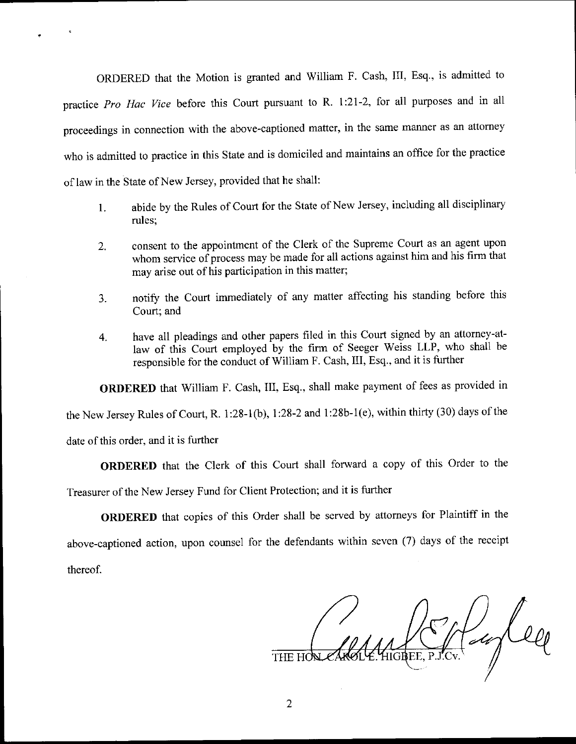ORDERED that the Motion is granted and William F. Cash, III, Esq., is admitted to practice *Pro Hac Vice* before this Court pursuant to R. 1:21-2, for all purposes and in all proceedings in connection with the above-captioned matter, in the same manner as an attorney who is admitted to practice in this State and is domiciled and maintains an office for the practice of law in the State of New Jersey, provided that he shall:

1. abide by the Rules of Court for the State of New Jersey, including all disciplinary rules;

2. consent to the appointment of the Clerk of the Supreme Court as an agent upon whom service of process may be made for all actions against him and his firm that may arise out of his participation in this matter;

3. notify the Court immediately of any matter affecting his standing before this Court; and

4. have all pleadings and other papers filed in this Court signed by an attorney-at-law of this Court employed by the firm of Seeger Weiss LLP, who shall be responsible for the conduct of William F. Cash, III, Esq., and it is further

**ORDERED** that William F. Cash, III, Esq., shall make payment of fees as provided in the New Jersey Rules of Court, R. 1:28-1(b), 1:28-2 and 1:28b-1(e), within thirty (30) days of the date of this order, and it is further

**ORDERED** that the Clerk of this Court shall forward a copy of this Order to the Treasurer of the New Jersey Fund for Client Protection; and it is further

**ORDERED** that copies of this Order shall be served by attorneys for Plaintiff in the above-captioned action, upon counsel for the defendants within seven (7) days of the receipt thereof.

THE HON. CAROL E. HIGBEE, P.J.Cv.